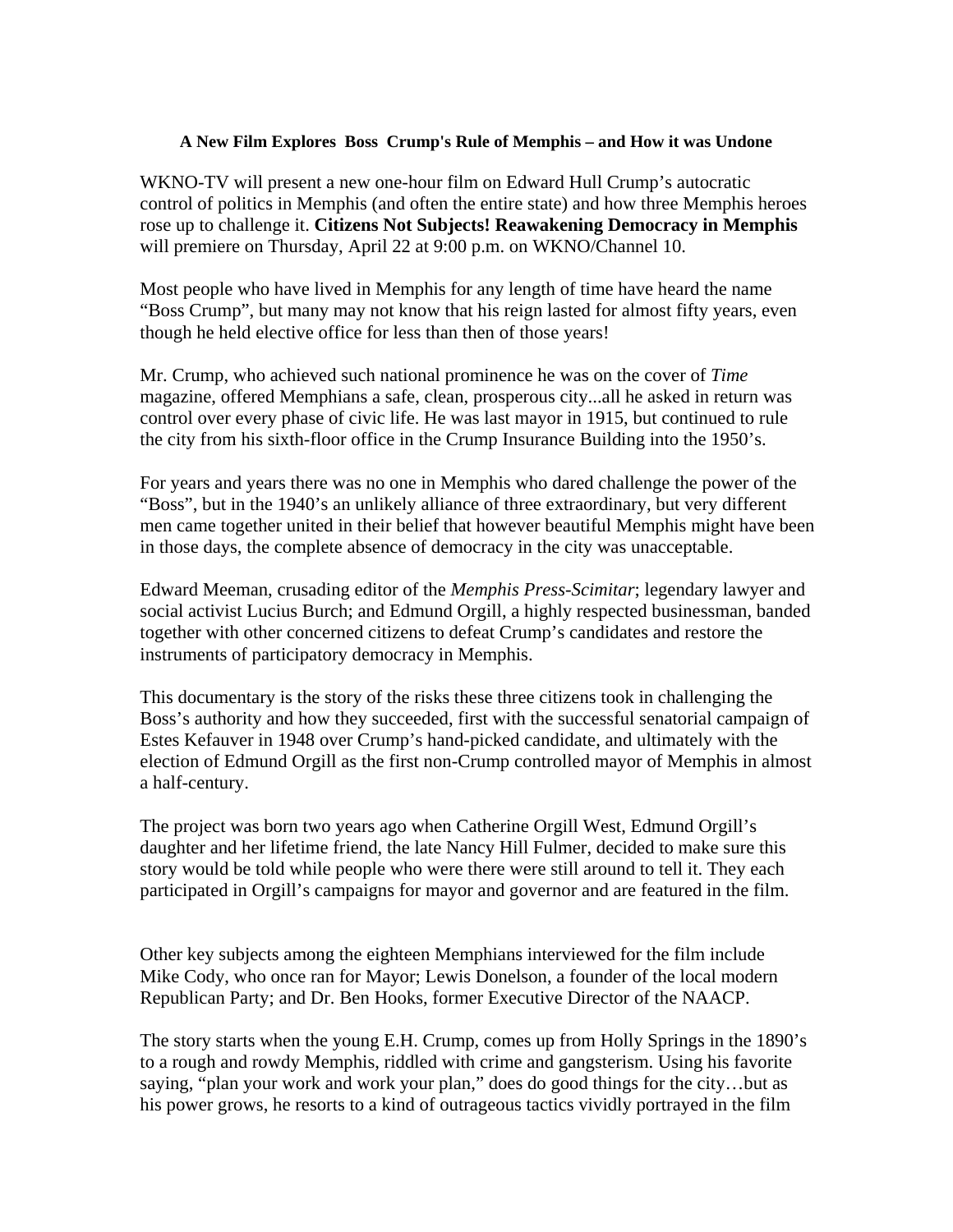**A New Film Explores Boss Crump's Rule of Memphis – and How it was Undone**

WKNO-TV will present a new one-hour film on Edward Hull Crump's autocratic control of politics in Memphis (and often the entire state) and how three Memphis heroes rose up to challenge it. **Citizens Not Subjects! Reawakening Democracy in Memphis** will premiere on Thursday, April 22 at 9:00 p.m. on WKNO/Channel 10.

Most people who have lived in Memphis for any length of time have heard the name "Boss Crump", but many may not know that his reign lasted for almost fifty years, even though he held elective office for less than then of those years!

Mr. Crump, who achieved such national prominence he was on the cover of *Time* magazine, offered Memphians a safe, clean, prosperous city...all he asked in return was control over every phase of civic life. He was last mayor in 1915, but continued to rule the city from his sixth-floor office in the Crump Insurance Building into the 1950's.

For years and years there was no one in Memphis who dared challenge the power of the "Boss", but in the 1940's an unlikely alliance of three extraordinary, but very different men came together united in their belief that however beautiful Memphis might have been in those days, the complete absence of democracy in the city was unacceptable.

Edward Meeman, crusading editor of the *Memphis Press-Scimitar*; legendary lawyer and social activist Lucius Burch; and Edmund Orgill, a highly respected businessman, banded together with other concerned citizens to defeat Crump's candidates and restore the instruments of participatory democracy in Memphis.

This documentary is the story of the risks these three citizens took in challenging the Boss's authority and how they succeeded, first with the successful senatorial campaign of Estes Kefauver in 1948 over Crump's hand-picked candidate, and ultimately with the election of Edmund Orgill as the first non-Crump controlled mayor of Memphis in almost a half-century.

The project was born two years ago when Catherine Orgill West, Edmund Orgill's daughter and her lifetime friend, the late Nancy Hill Fulmer, decided to make sure this story would be told while people who were there were still around to tell it. They each participated in Orgill's campaigns for mayor and governor and are featured in the film.

Other key subjects among the eighteen Memphians interviewed for the film include Mike Cody, who once ran for Mayor; Lewis Donelson, a founder of the local modern Republican Party; and Dr. Ben Hooks, former Executive Director of the NAACP.

The story starts when the young E.H. Crump, comes up from Holly Springs in the 1890's to a rough and rowdy Memphis, riddled with crime and gangsterism. Using his favorite saying, "plan your work and work your plan," does do good things for the city…but as his power grows, he resorts to a kind of outrageous tactics vividly portrayed in the film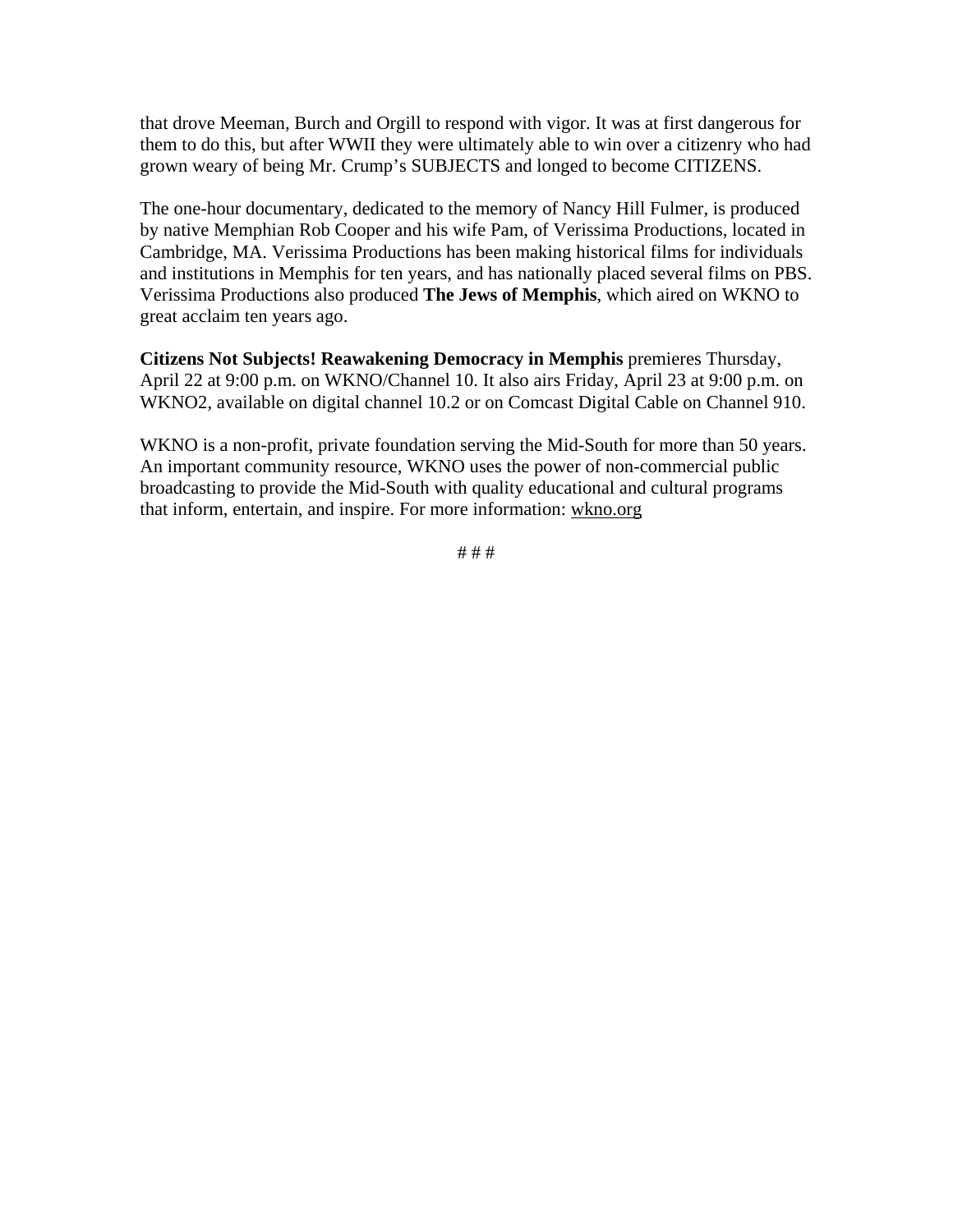that drove Meeman, Burch and Orgill to respond with vigor. It was at first dangerous for them to do this, but after WWII they were ultimately able to win over a citizenry who had grown weary of being Mr. Crump's SUBJECTS and longed to become CITIZENS.

The one-hour documentary, dedicated to the memory of Nancy Hill Fulmer, is produced by native Memphian Rob Cooper and his wife Pam, of Verissima Productions, located in Cambridge, MA. Verissima Productions has been making historical films for individuals and institutions in Memphis for ten years, and has nationally placed several films on PBS. Verissima Productions also produced **The Jews of Memphis**, which aired on WKNO to great acclaim ten years ago.

**Citizens Not Subjects! Reawakening Democracy in Memphis** premieres Thursday, April 22 at 9:00 p.m. on WKNO/Channel 10. It also airs Friday, April 23 at 9:00 p.m. on WKNO2, available on digital channel 10.2 or on Comcast Digital Cable on Channel 910.

WKNO is a non-profit, private foundation serving the Mid-South for more than 50 years. An important community resource, WKNO uses the power of non-commercial public broadcasting to provide the Mid-South with quality educational and cultural programs that inform, entertain, and inspire. For more information: wkno.org

# # #